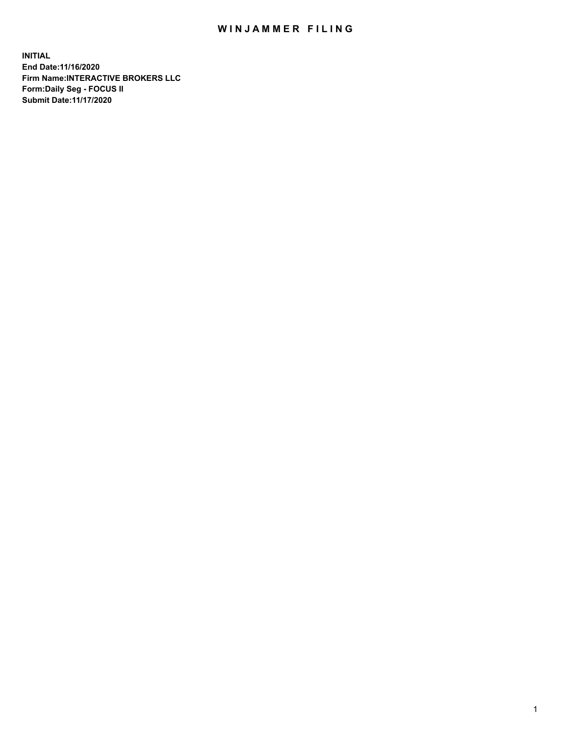# WINJAMMER FILING

**INITIAL**
**End Date:11/16/2020**
**Firm Name:INTERACTIVE BROKERS LLC**
**Form:Daily Seg - FOCUS II**
**Submit Date:11/17/2020**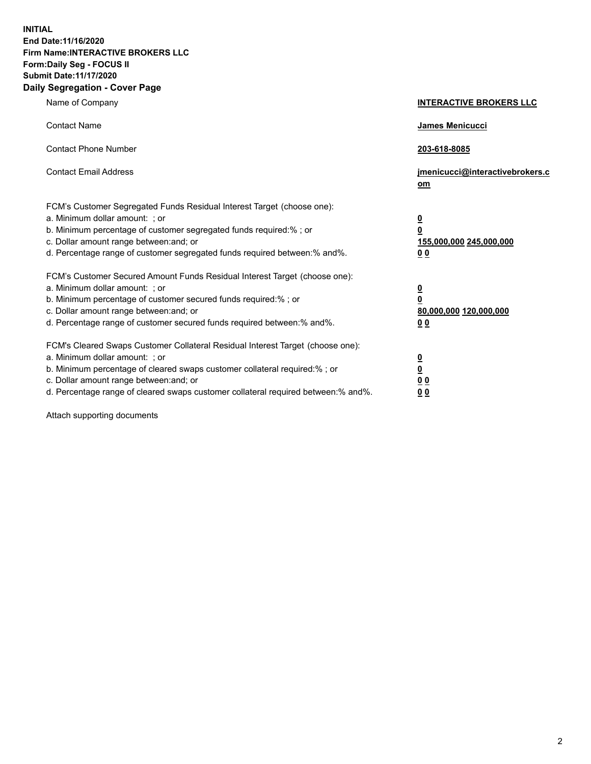**INITIAL**
**End Date:11/16/2020**
**Firm Name:INTERACTIVE BROKERS LLC**
**Form:Daily Seg - FOCUS II**
**Submit Date:11/17/2020**

## Daily Segregation - Cover Page

| | |
|---|---|
| Name of Company | **INTERACTIVE BROKERS LLC** |
| Contact Name | **James Menicucci** |
| Contact Phone Number | **203-618-8085** |
| Contact Email Address | **jmenicucci@interactivebrokers.com** |

FCM's Customer Segregated Funds Residual Interest Target (choose one):

| | |
|---|---|
| a. Minimum dollar amount: ; or | **0** |
| b. Minimum percentage of customer segregated funds required:% ; or | **0** |
| c. Dollar amount range between:and; or | **155,000,000** **245,000,000** |
| d. Percentage range of customer segregated funds required between:% and%. | **0** **0** |

FCM's Customer Secured Amount Funds Residual Interest Target (choose one):

| | |
|---|---|
| a. Minimum dollar amount: ; or | **0** |
| b. Minimum percentage of customer secured funds required:% ; or | **0** |
| c. Dollar amount range between:and; or | **80,000,000** **120,000,000** |
| d. Percentage range of customer secured funds required between:% and%. | **0** **0** |

FCM's Cleared Swaps Customer Collateral Residual Interest Target (choose one):

| | |
|---|---|
| a. Minimum dollar amount: ; or | **0** |
| b. Minimum percentage of cleared swaps customer collateral required:% ; or | **0** |
| c. Dollar amount range between:and; or | **0** **0** |
| d. Percentage range of cleared swaps customer collateral required between:% and%. | **0** **0** |

Attach supporting documents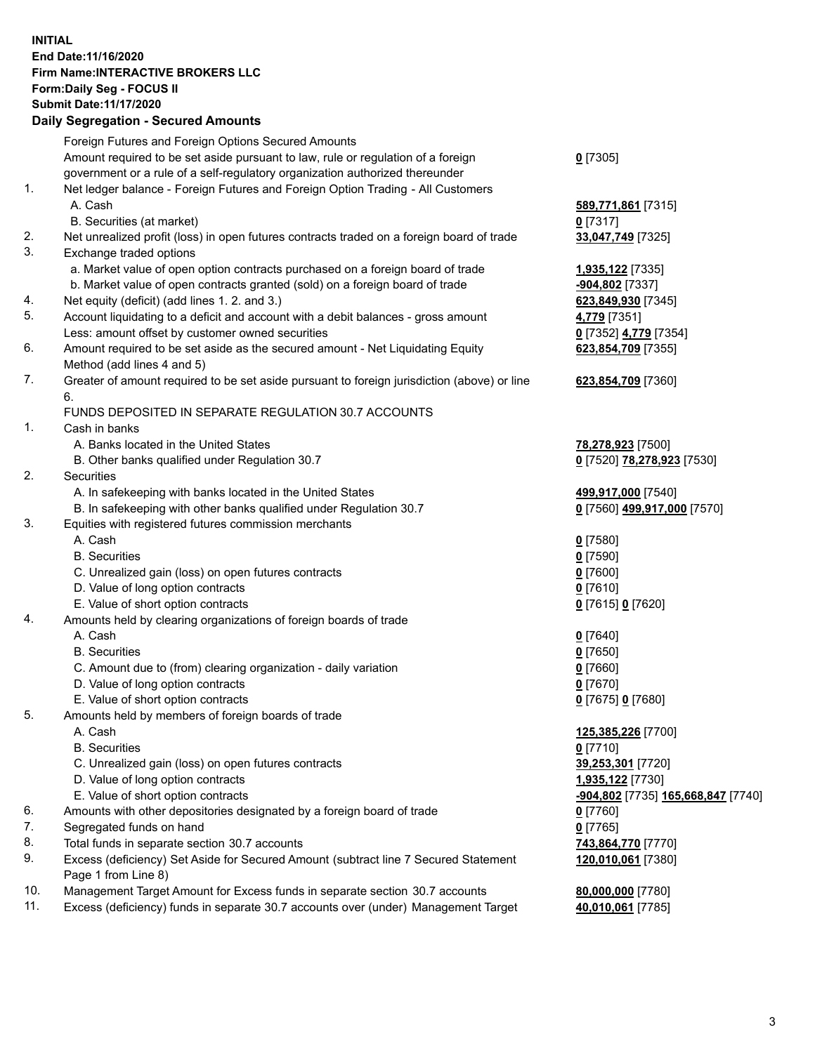**INITIAL**
**End Date:11/16/2020**
**Firm Name:INTERACTIVE BROKERS LLC**
**Form:Daily Seg - FOCUS II**
**Submit Date:11/17/2020**

## Daily Segregation - Secured Amounts

| | | |
|---|---|---|
| | Foreign Futures and Foreign Options Secured Amounts | |
| | Amount required to be set aside pursuant to law, rule or regulation of a foreign government or a rule of a self-regulatory organization authorized thereunder | **0** [7305] |
| 1. | Net ledger balance - Foreign Futures and Foreign Option Trading - All Customers | |
| | A. Cash | **589,771,861** [7315] |
| | B. Securities (at market) | **0** [7317] |
| 2. | Net unrealized profit (loss) in open futures contracts traded on a foreign board of trade | **33,047,749** [7325] |
| 3. | Exchange traded options | |
| | a. Market value of open option contracts purchased on a foreign board of trade | **1,935,122** [7335] |
| | b. Market value of open contracts granted (sold) on a foreign board of trade | **-904,802** [7337] |
| 4. | Net equity (deficit) (add lines 1. 2. and 3.) | **623,849,930** [7345] |
| 5. | Account liquidating to a deficit and account with a debit balances - gross amount | **4,779** [7351] |
| | Less: amount offset by customer owned securities | **0** [7352] **4,779** [7354] |
| 6. | Amount required to be set aside as the secured amount - Net Liquidating Equity Method (add lines 4 and 5) | **623,854,709** [7355] |
| 7. | Greater of amount required to be set aside pursuant to foreign jurisdiction (above) or line 6. | **623,854,709** [7360] |
| | FUNDS DEPOSITED IN SEPARATE REGULATION 30.7 ACCOUNTS | |
| 1. | Cash in banks | |
| | A. Banks located in the United States | **78,278,923** [7500] |
| | B. Other banks qualified under Regulation 30.7 | **0** [7520] **78,278,923** [7530] |
| 2. | Securities | |
| | A. In safekeeping with banks located in the United States | **499,917,000** [7540] |
| | B. In safekeeping with other banks qualified under Regulation 30.7 | **0** [7560] **499,917,000** [7570] |
| 3. | Equities with registered futures commission merchants | |
| | A. Cash | **0** [7580] |
| | B. Securities | **0** [7590] |
| | C. Unrealized gain (loss) on open futures contracts | **0** [7600] |
| | D. Value of long option contracts | **0** [7610] |
| | E. Value of short option contracts | **0** [7615] **0** [7620] |
| 4. | Amounts held by clearing organizations of foreign boards of trade | |
| | A. Cash | **0** [7640] |
| | B. Securities | **0** [7650] |
| | C. Amount due to (from) clearing organization - daily variation | **0** [7660] |
| | D. Value of long option contracts | **0** [7670] |
| | E. Value of short option contracts | **0** [7675] **0** [7680] |
| 5. | Amounts held by members of foreign boards of trade | |
| | A. Cash | **125,385,226** [7700] |
| | B. Securities | **0** [7710] |
| | C. Unrealized gain (loss) on open futures contracts | **39,253,301** [7720] |
| | D. Value of long option contracts | **1,935,122** [7730] |
| | E. Value of short option contracts | **-904,802** [7735] **165,668,847** [7740] |
| 6. | Amounts with other depositories designated by a foreign board of trade | **0** [7760] |
| 7. | Segregated funds on hand | **0** [7765] |
| 8. | Total funds in separate section 30.7 accounts | **743,864,770** [7770] |
| 9. | Excess (deficiency) Set Aside for Secured Amount (subtract line 7 Secured Statement Page 1 from Line 8) | **120,010,061** [7380] |
| 10. | Management Target Amount for Excess funds in separate section 30.7 accounts | **80,000,000** [7780] |
| 11. | Excess (deficiency) funds in separate 30.7 accounts over (under) Management Target | **40,010,061** [7785] |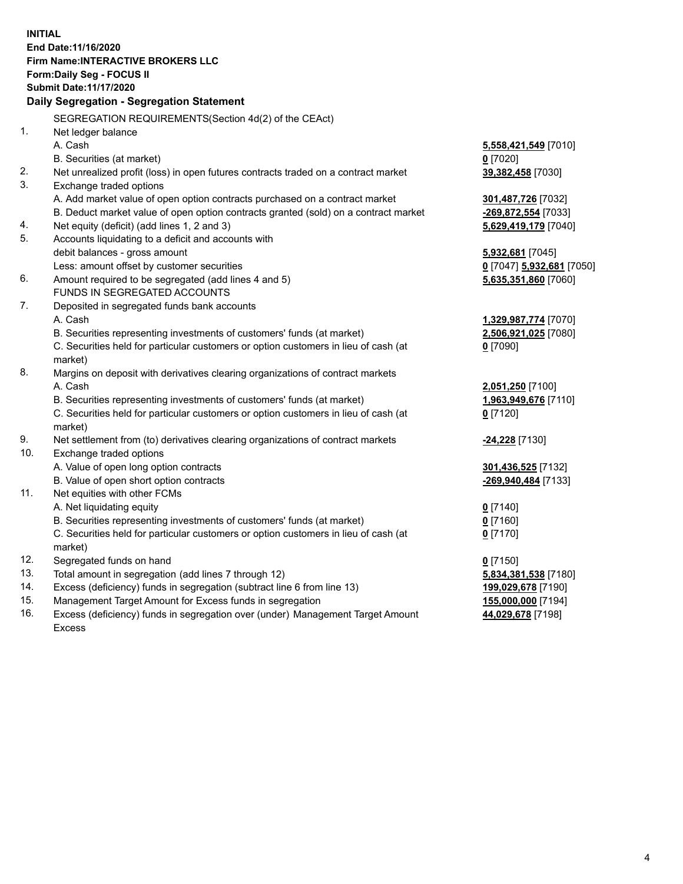**INITIAL**
**End Date:11/16/2020**
**Firm Name:INTERACTIVE BROKERS LLC**
**Form:Daily Seg - FOCUS II**
**Submit Date:11/17/2020**

## Daily Segregation - Segregation Statement

SEGREGATION REQUIREMENTS(Section 4d(2) of the CEAct)

| | | |
|---|---|---|
| 1. | Net ledger balance | |
| | A. Cash | **5,558,421,549** [7010] |
| | B. Securities (at market) | **0** [7020] |
| 2. | Net unrealized profit (loss) in open futures contracts traded on a contract market | **39,382,458** [7030] |
| 3. | Exchange traded options | |
| | A. Add market value of open option contracts purchased on a contract market | **301,487,726** [7032] |
| | B. Deduct market value of open option contracts granted (sold) on a contract market | **-269,872,554** [7033] |
| 4. | Net equity (deficit) (add lines 1, 2 and 3) | **5,629,419,179** [7040] |
| 5. | Accounts liquidating to a deficit and accounts with debit balances - gross amount | **5,932,681** [7045] |
| | Less: amount offset by customer securities | **0** [7047] **5,932,681** [7050] |
| 6. | Amount required to be segregated (add lines 4 and 5) | **5,635,351,860** [7060] |
| | FUNDS IN SEGREGATED ACCOUNTS | |
| 7. | Deposited in segregated funds bank accounts | |
| | A. Cash | **1,329,987,774** [7070] |
| | B. Securities representing investments of customers' funds (at market) | **2,506,921,025** [7080] |
| | C. Securities held for particular customers or option customers in lieu of cash (at market) | **0** [7090] |
| 8. | Margins on deposit with derivatives clearing organizations of contract markets | |
| | A. Cash | **2,051,250** [7100] |
| | B. Securities representing investments of customers' funds (at market) | **1,963,949,676** [7110] |
| | C. Securities held for particular customers or option customers in lieu of cash (at market) | **0** [7120] |
| 9. | Net settlement from (to) derivatives clearing organizations of contract markets | **-24,228** [7130] |
| 10. | Exchange traded options | |
| | A. Value of open long option contracts | **301,436,525** [7132] |
| | B. Value of open short option contracts | **-269,940,484** [7133] |
| 11. | Net equities with other FCMs | |
| | A. Net liquidating equity | **0** [7140] |
| | B. Securities representing investments of customers' funds (at market) | **0** [7160] |
| | C. Securities held for particular customers or option customers in lieu of cash (at market) | **0** [7170] |
| 12. | Segregated funds on hand | **0** [7150] |
| 13. | Total amount in segregation (add lines 7 through 12) | **5,834,381,538** [7180] |
| 14. | Excess (deficiency) funds in segregation (subtract line 6 from line 13) | **199,029,678** [7190] |
| 15. | Management Target Amount for Excess funds in segregation | **155,000,000** [7194] |
| 16. | Excess (deficiency) funds in segregation over (under) Management Target Amount Excess | **44,029,678** [7198] |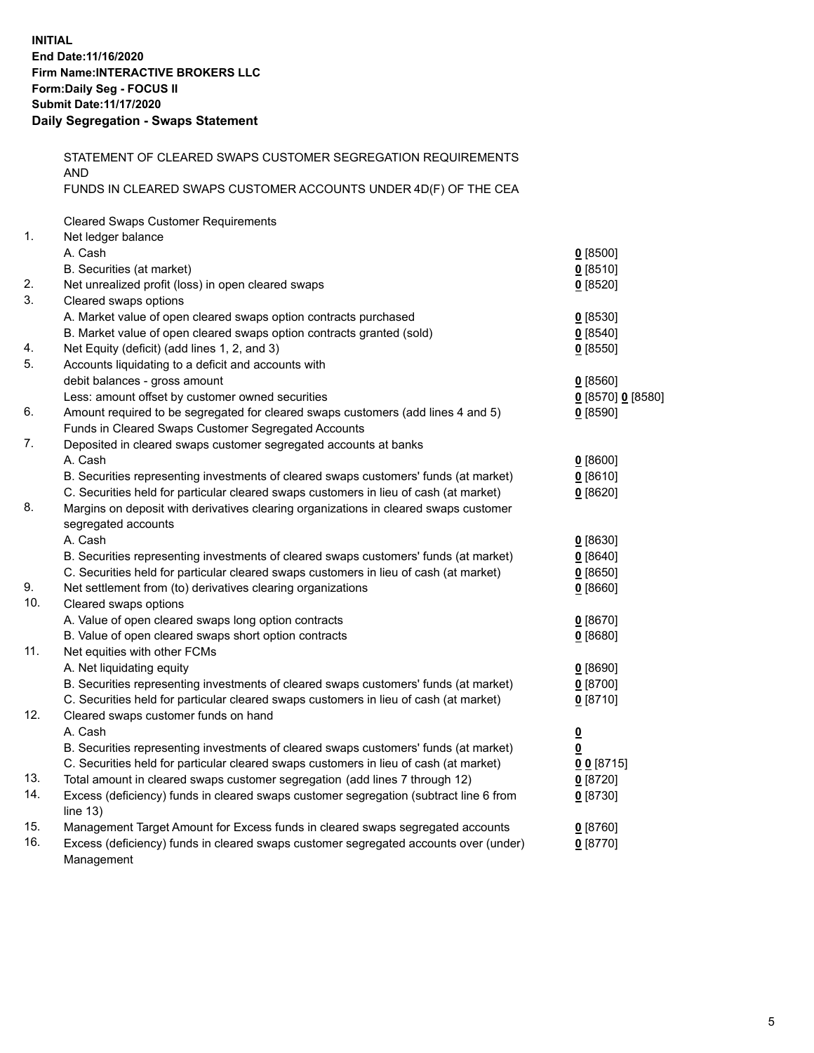**INITIAL**
**End Date:11/16/2020**
**Firm Name:INTERACTIVE BROKERS LLC**
**Form:Daily Seg - FOCUS II**
**Submit Date:11/17/2020**
**Daily Segregation - Swaps Statement**

STATEMENT OF CLEARED SWAPS CUSTOMER SEGREGATION REQUIREMENTS AND FUNDS IN CLEARED SWAPS CUSTOMER ACCOUNTS UNDER 4D(F) OF THE CEA

| | | |
|---|---|---|
| | Cleared Swaps Customer Requirements | |
| 1. | Net ledger balance | |
| | A. Cash | 0 [8500] |
| | B. Securities (at market) | 0 [8510] |
| 2. | Net unrealized profit (loss) in open cleared swaps | 0 [8520] |
| 3. | Cleared swaps options | |
| | A. Market value of open cleared swaps option contracts purchased | 0 [8530] |
| | B. Market value of open cleared swaps option contracts granted (sold) | 0 [8540] |
| 4. | Net Equity (deficit) (add lines 1, 2, and 3) | 0 [8550] |
| 5. | Accounts liquidating to a deficit and accounts with debit balances - gross amount | 0 [8560] |
| | Less: amount offset by customer owned securities | 0 [8570] 0 [8580] |
| 6. | Amount required to be segregated for cleared swaps customers (add lines 4 and 5) | 0 [8590] |
| | Funds in Cleared Swaps Customer Segregated Accounts | |
| 7. | Deposited in cleared swaps customer segregated accounts at banks | |
| | A. Cash | 0 [8600] |
| | B. Securities representing investments of cleared swaps customers' funds (at market) | 0 [8610] |
| | C. Securities held for particular cleared swaps customers in lieu of cash (at market) | 0 [8620] |
| 8. | Margins on deposit with derivatives clearing organizations in cleared swaps customer segregated accounts | |
| | A. Cash | 0 [8630] |
| | B. Securities representing investments of cleared swaps customers' funds (at market) | 0 [8640] |
| | C. Securities held for particular cleared swaps customers in lieu of cash (at market) | 0 [8650] |
| 9. | Net settlement from (to) derivatives clearing organizations | 0 [8660] |
| 10. | Cleared swaps options | |
| | A. Value of open cleared swaps long option contracts | 0 [8670] |
| | B. Value of open cleared swaps short option contracts | 0 [8680] |
| 11. | Net equities with other FCMs | |
| | A. Net liquidating equity | 0 [8690] |
| | B. Securities representing investments of cleared swaps customers' funds (at market) | 0 [8700] |
| | C. Securities held for particular cleared swaps customers in lieu of cash (at market) | 0 [8710] |
| 12. | Cleared swaps customer funds on hand | |
| | A. Cash | 0 |
| | B. Securities representing investments of cleared swaps customers' funds (at market) | 0 |
| | C. Securities held for particular cleared swaps customers in lieu of cash (at market) | 0 0 [8715] |
| 13. | Total amount in cleared swaps customer segregation (add lines 7 through 12) | 0 [8720] |
| 14. | Excess (deficiency) funds in cleared swaps customer segregation (subtract line 6 from line 13) | 0 [8730] |
| 15. | Management Target Amount for Excess funds in cleared swaps segregated accounts | 0 [8760] |
| 16. | Excess (deficiency) funds in cleared swaps customer segregated accounts over (under) Management | 0 [8770] |